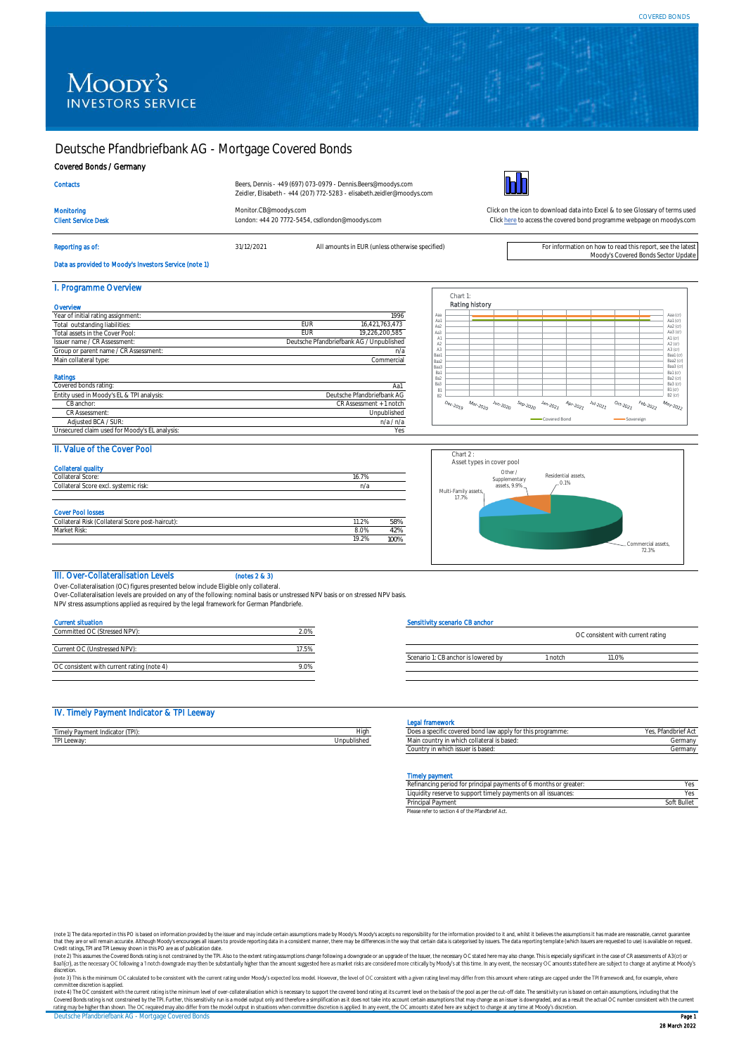COVERED BONDS

# Deutsche Pfandbriefbank AG - Mortgage Covered Bonds

**Covered Bonds / Germany**

| | |
|---|---|
| Contacts | Beers, Dennis - +49 (697) 073-0979 - Dennis.Beers@moodys.com |
| | Zeidler, Elisabeth - +44 (207) 772-5283 - elisabeth.zeidler@moodys.com |
| Monitoring | Monitor.CB@moodys.com |
| Client Service Desk | London: +44 20 7772-5454, csdlondon@moodys.com |

Click on the icon to download data into Excel & to see Glossary of terms used

Click here to access the covered bond programme webpage on moodys.com

Reporting as of: 31/12/2021 — All amounts in EUR (unless otherwise specified)

For information on how to read this report, see the latest Moody's Covered Bonds Sector Update

Data as provided to Moody's Investors Service (note 1)

## I. Programme Overview

### Overview

| | | |
|---|---|---|
| Year of initial rating assignment: | | 1996 |
| Total outstanding liabilities: | EUR | 16,421,763,473 |
| Total assets in the Cover Pool: | EUR | 19,226,200,585 |
| Issuer name / CR Assessment: | | Deutsche Pfandbriefbank AG / Unpublished |
| Group or parent name / CR Assessment: | | n/a |
| Main collateral type: | | Commercial |

### Ratings

| | |
|---|---|
| Covered bonds rating: | Aa1 |
| Entity used in Moody's EL & TPI analysis: | Deutsche Pfandbriefbank AG |
| CB anchor: | CR Assessment + 1 notch |
| CR Assessment: | Unpublished |
| Adjusted BCA / SUR: | n/a / n/a |
| Unsecured claim used for Moody's EL analysis: | Yes |

Chart 1:
Rating history

(Dec-2019 to May-2022; Covered Bond: Aa1; Sovereign: Aaa)

## II. Value of the Cover Pool

### Collateral quality

| | |
|---|---|
| Collateral Score: | 16.7% |
| Collateral Score excl. systemic risk: | n/a |

### Cover Pool losses

| | | |
|---|---|---|
| Collateral Risk (Collateral Score post-haircut): | 11.2% | 58% |
| Market Risk: | 8.0% | 42% |
| | 19.2% | 100% |

Chart 2 :
Asset types in cover pool

Commercial assets, 72.3%; Multi-Family assets, 17.7%; Other / Supplementary assets, 9.9%; Residential assets, 0.1%

## III. Over-Collateralisation Levels (notes 2 & 3)

Over-Collateralisation (OC) figures presented below include Eligible only collateral.
Over-Collateralisation levels are provided on any of the following: nominal basis or unstressed NPV basis or on stressed NPV basis.
NPV stress assumptions applied as required by the legal framework for German Pfandbriefe.

### Current situation

| | |
|---|---|
| Committed OC (Stressed NPV): | 2.0% |
| Current OC (Unstressed NPV): | 17.5% |
| OC consistent with current rating (note 4) | 9.0% |

### Sensitivity scenario CB anchor

| | | OC consistent with current rating |
|---|---|---|
| Scenario 1: CB anchor is lowered by | 1 notch | 11.0% |

## IV. Timely Payment Indicator & TPI Leeway

| | |
|---|---|
| Timely Payment Indicator (TPI): | High |
| TPI Leeway: | Unpublished |

### Legal framework

| | |
|---|---|
| Does a specific covered bond law apply for this programme: | Yes, Pfandbrief Act |
| Main country in which collateral is based: | Germany |
| Country in which issuer is based: | Germany |

### Timely payment

| | |
|---|---|
| Refinancing period for principal payments of 6 months or greater: | Yes |
| Liquidity reserve to support timely payments on all issuances: | Yes |
| Principal Payment | Soft Bullet |

Please refer to section 4 of the Pfandbrief Act.

(note 1) The data reported in this PO is based on information provided by the issuer and may include certain assumptions made by Moody's. Moody's accepts no responsibility for the information provided to it and, whilst it believes the assumptions it has made are reasonable, cannot guarantee that they are or will remain accurate. Although Moody's encourages all issuers to provide reporting data in a consistent manner, there may be differences in the way that certain data is categorised by issuers. The data reporting template (which issuers are requested to use) is available on request. Credit ratings, TPI and TPI Leeway shown in this PO are as of publication date.

(note 2) This assumes the Covered Bonds rating is not constrained by the TPI. Also to the extent rating assumptions change following a downgrade or an upgrade of the Issuer, the necessary OC stated here may also change. This is especially significant in the case of CR assessments of A3(cr) or Baa1(cr), as the necessary OC following a 1 notch downgrade may then be substantially higher than the amount suggested here as market risks are considered more critically by Moody's at this time. In any event, the necessary OC amounts stated here are subject to change at anytime at Moody's discretion.

(note 3) This is the minimum OC calculated to be consistent with the current rating under Moody's expected loss model. However, the level of OC consistent with a given rating level may differ from this amount where ratings are capped under the TPI framework and, for example, where committee discretion is applied.

(note 4) The OC consistent with the current rating is the minimum level of over-collateralisation which is necessary to support the covered bond rating at its current level on the basis of the pool as per the cut-off date. The sensitivity run is based on certain assumptions, including that the Covered Bonds rating is not constrained by the TPI. Further, this sensitivity run is a model output only and therefore a simplification as it does not take into account certain assumptions that may change as an issuer is downgraded, and as a result the actual OC number consistent with the current rating may be higher than shown. The OC required may also differ from the model output in situations when committee discretion is applied. In any event, the OC amounts stated here are subject to change at any time at Moody's discretion.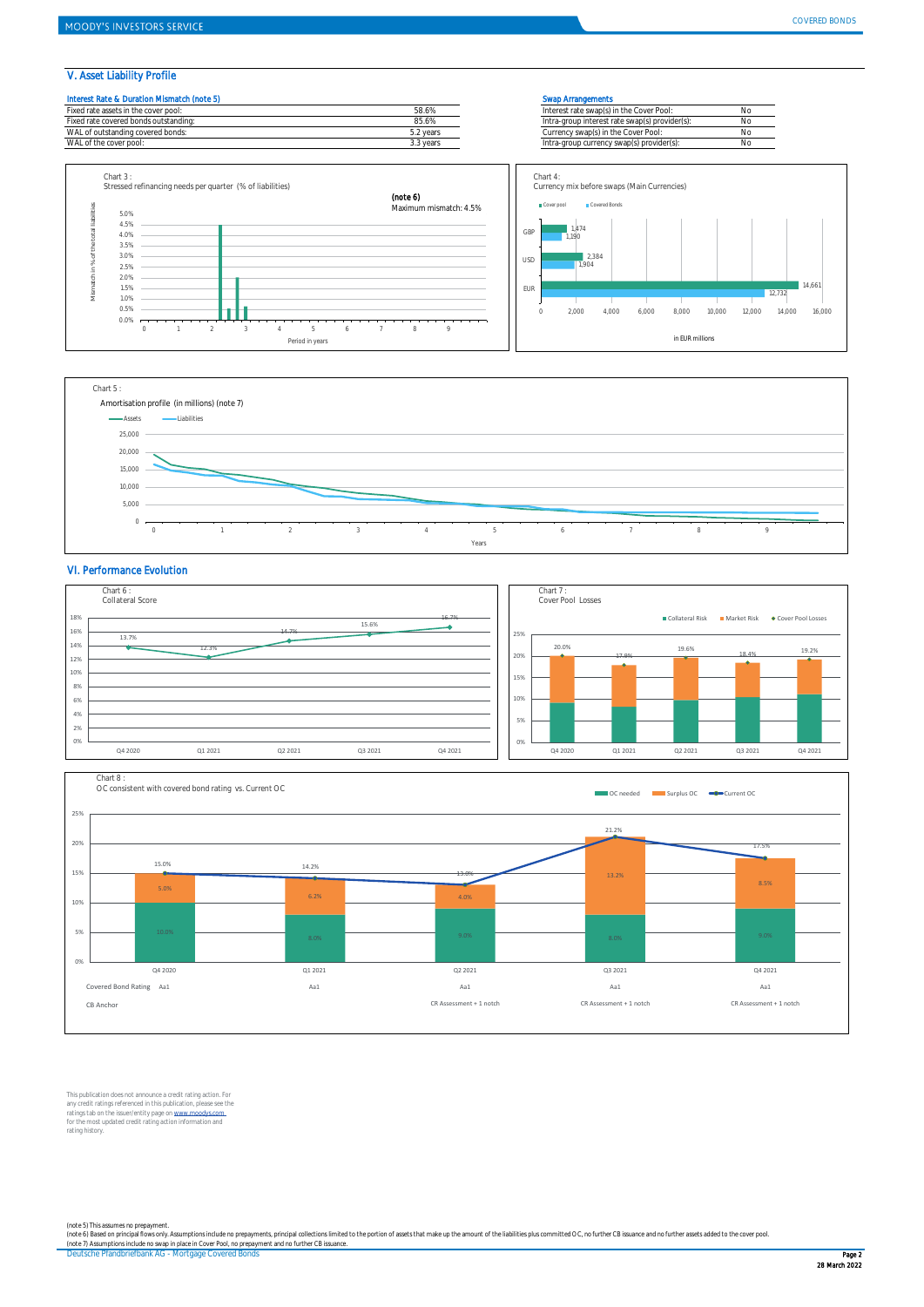## V. Asset Liability Profile

**Interest Rate & Duration Mismatch (note 5)**

| | |
|---|---|
| Fixed rate assets in the cover pool: | 58.6% |
| Fixed rate covered bonds outstanding: | 85.6% |
| WAL of outstanding covered bonds: | 5.2 years |
| WAL of the cover pool: | 3.3 years |

**Swap Arrangements**

| | |
|---|---|
| Interest rate swap(s) in the Cover Pool: | No |
| Intra-group interest rate swap(s) provider(s): | No |
| Currency swap(s) in the Cover Pool: | No |
| Intra-group currency swap(s) provider(s): | No |

Chart 3 :
Stressed refinancing needs per quarter (% of liabilities)

(note 6)
Maximum mismatch: 4.5%

Chart 4:
Currency mix before swaps (Main Currencies)

| Currency | Cover pool | Covered Bonds |
|---|---|---|
| GBP | 1,474 | 1,190 |
| USD | 2,384 | 1,904 |
| EUR | 14,661 | 12,732 |

in EUR millions

Chart 5 :
Amortisation profile (in millions) (note 7)

## VI. Performance Evolution

Chart 6 :
Collateral Score

| Q4 2020 | Q1 2021 | Q2 2021 | Q3 2021 | Q4 2021 |
|---|---|---|---|---|
| 13.7% | 12.3% | 14.7% | 15.6% | 16.7% |

Chart 7 :
Cover Pool Losses

| | Q4 2020 | Q1 2021 | Q2 2021 | Q3 2021 | Q4 2021 |
|---|---|---|---|---|---|
| Cover Pool Losses | 20.0% | 17.8% | 19.6% | 18.4% | 19.2% |

Chart 8 :
OC consistent with covered bond rating vs. Current OC

| | Q4 2020 | Q1 2021 | Q2 2021 | Q3 2021 | Q4 2021 |
|---|---|---|---|---|---|
| OC needed | 10.0% | 8.0% | 9.0% | 8.0% | 9.0% |
| Surplus OC | 5.0% | 6.2% | 4.0% | 13.2% | 8.5% |
| Current OC | 15.0% | 14.2% | 13.0% | 21.2% | 17.5% |
| Covered Bond Rating | Aa1 | Aa1 | Aa1 | Aa1 | Aa1 |
| CB Anchor | | | CR Assessment + 1 notch | CR Assessment + 1 notch | CR Assessment + 1 notch |

This publication does not announce a credit rating action. For any credit ratings referenced in this publication, please see the ratings tab on the issuer/entity page on www.moodys.com for the most updated credit rating action information and rating history.

(note 5) This assumes no prepayment.
(note 6) Based on principal flows only. Assumptions include no prepayments, principal collections limited to the portion of assets that make up the amount of the liabilities plus committed OC, no further CB issuance and no further assets added to the cover pool.
(note 7) Assumptions include no swap in place in Cover Pool, no prepayment and no further CB issuance.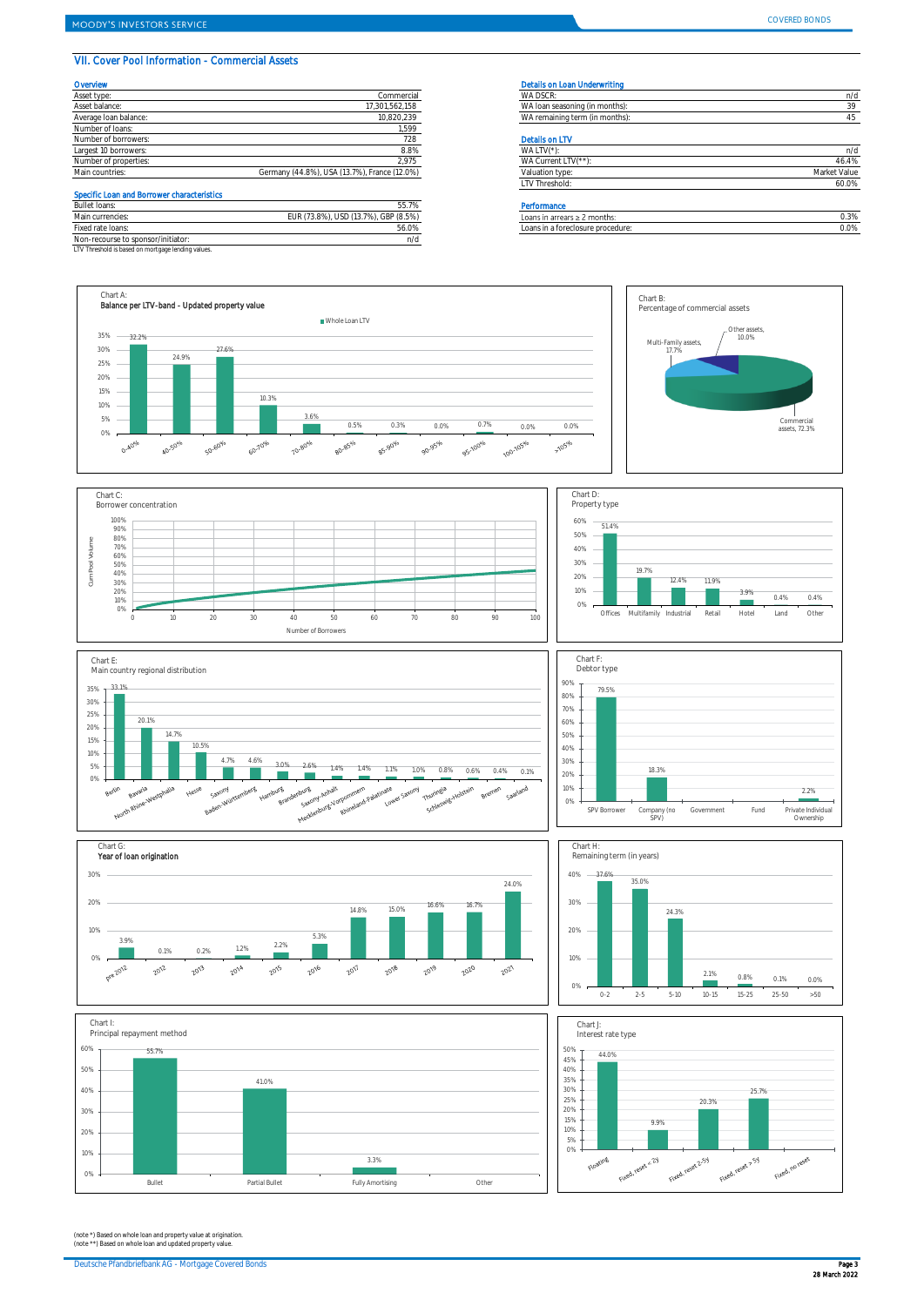## VII. Cover Pool Information - Commercial Assets

### Overview

| | |
|---|---|
| Asset type: | Commercial |
| Asset balance: | 17,301,562,158 |
| Average loan balance: | 10,820,239 |
| Number of loans: | 1,599 |
| Number of borrowers: | 728 |
| Largest 10 borrowers: | 8.8% |
| Number of properties: | 2,975 |
| Main countries: | Germany (44.8%), USA (13.7%), France (12.0%) |

### Specific Loan and Borrower characteristics

| | |
|---|---|
| Bullet loans: | 55.7% |
| Main currencies: | EUR (73.8%), USD (13.7%), GBP (8.5%) |
| Fixed rate loans: | 56.0% |
| Non-recourse to sponsor/initiator: | n/d |

LTV Threshold is based on mortgage lending values.

### Details on Loan Underwriting

| | |
|---|---|
| WA DSCR: | n/d |
| WA loan seasoning (in months): | 39 |
| WA remaining term (in months): | 45 |

### Details on LTV

| | |
|---|---|
| WA LTV(*): | n/d |
| WA Current LTV(**): | 46.4% |
| Valuation type: | Market Value |
| LTV Threshold: | 60.0% |

### Performance

| | |
|---|---|
| Loans in arrears ≥ 2 months: | 0.3% |
| Loans in a foreclosure procedure: | 0.0% |

**Chart A: Balance per LTV-band - Updated property value** (Whole Loan LTV)

| 0-40% | 40-50% | 50-60% | 60-70% | 70-80% | 80-85% | 85-90% | 90-95% | 95-100% | 100-105% | >105% |
|---|---|---|---|---|---|---|---|---|---|---|
| 32.2% | 24.9% | 27.6% | 10.3% | 3.6% | 0.5% | 0.3% | 0.0% | 0.7% | 0.0% | 0.0% |

**Chart B: Percentage of commercial assets**

| Commercial assets | Multi-Family assets | Other assets |
|---|---|---|
| 72.3% | 17.7% | 10.0% |

**Chart C: Borrower concentration** (Cum Pool Volume vs. Number of Borrowers)

**Chart D: Property type**

| Offices | Multifamily | Industrial | Retail | Hotel | Land | Other |
|---|---|---|---|---|---|---|
| 51.4% | 19.7% | 12.4% | 11.9% | 3.9% | 0.4% | 0.4% |

**Chart E: Main country regional distribution**

| Berlin | North Rhine-Westphalia | Bavaria | Hesse | Saxony | Baden-Württemberg | Hamburg | Brandenburg | Saxony-Anhalt | Mecklenburg-Vorpommern | Rhineland-Palatinate | Lower Saxony | Thuringia | Schleswig-Holstein | Bremen | Saarland |
|---|---|---|---|---|---|---|---|---|---|---|---|---|---|---|---|
| 33.1% | 20.1% | 14.7% | 10.5% | 4.7% | 4.6% | 3.0% | 2.6% | 1.4% | 1.4% | 1.1% | 1.0% | 0.8% | 0.6% | 0.4% | 0.1% |

**Chart F: Debtor type**

| SPV Borrower | Company (no SPV) | Government | Fund | Private Individual Ownership |
|---|---|---|---|---|
| 79.5% | 18.3% | | | 2.2% |

**Chart G: Year of loan origination**

| pre 2012 | 2012 | 2013 | 2014 | 2015 | 2016 | 2017 | 2018 | 2019 | 2020 | 2021 |
|---|---|---|---|---|---|---|---|---|---|---|
| 3.9% | 0.1% | 0.2% | 1.2% | 2.2% | 5.3% | 14.8% | 15.0% | 16.6% | 16.7% | 24.0% |

**Chart H: Remaining term (in years)**

| 0-2 | 2-5 | 5-10 | 10-15 | 15-25 | 25-50 | >50 |
|---|---|---|---|---|---|---|
| 37.6% | 35.0% | 24.3% | 2.1% | 0.8% | 0.1% | 0.0% |

**Chart I: Principal repayment method**

| Bullet | Partial Bullet | Fully Amortising | Other |
|---|---|---|---|
| 55.7% | 41.0% | 3.3% | |

**Chart J: Interest rate type**

| Floating | Fixed, reset < 2y | Fixed, reset 2-5y | Fixed, reset > 5y | Fixed, no reset |
|---|---|---|---|---|
| 44.0% | 9.9% | 20.3% | 25.7% | |

(note *) Based on whole loan and property value at origination.
(note **) Based on whole loan and updated property value.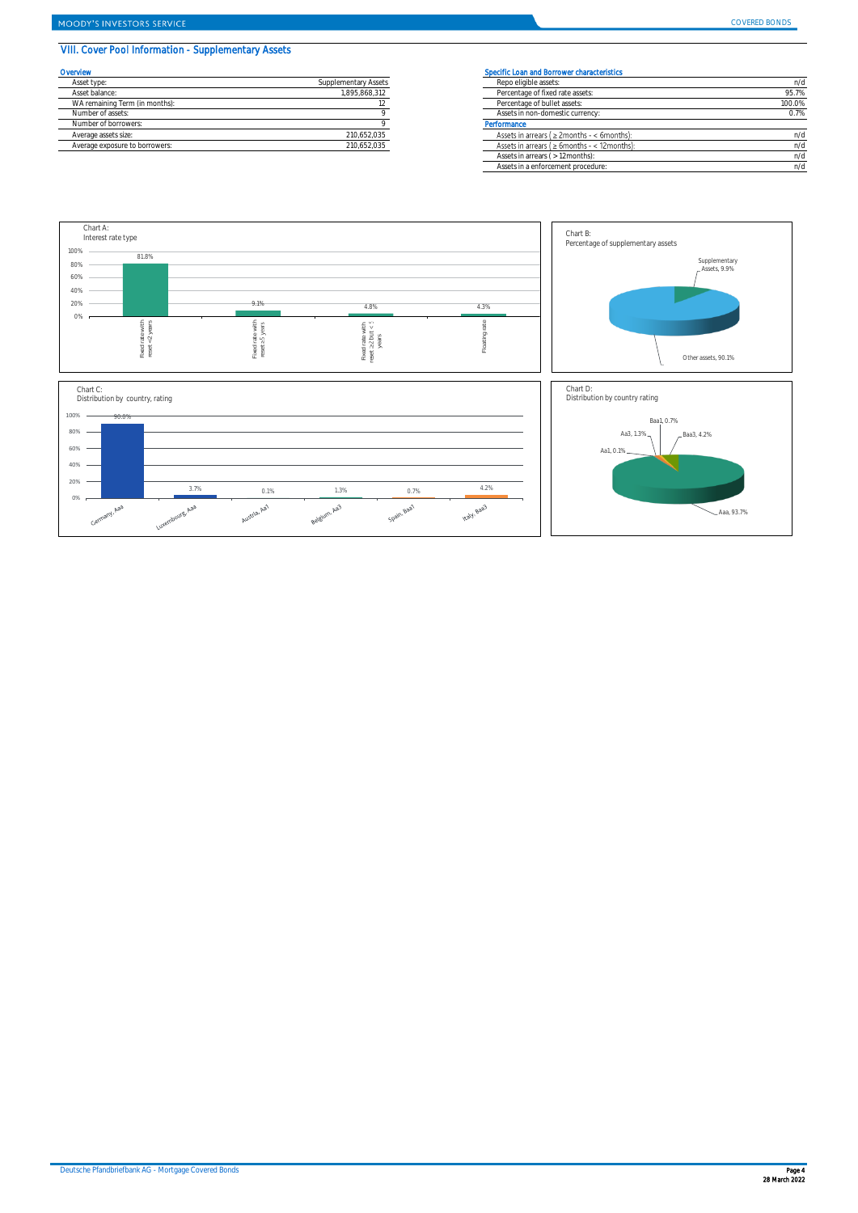## VIII. Cover Pool Information - Supplementary Assets

### Overview

| | |
|---|---|
| Asset type: | Supplementary Assets |
| Asset balance: | 1,895,868,312 |
| WA remaining Term (in months): | 12 |
| Number of assets: | 9 |
| Number of borrowers: | 9 |
| Average assets size: | 210,652,035 |
| Average exposure to borrowers: | 210,652,035 |

### Specific Loan and Borrower characteristics

| | |
|---|---|
| Repo eligible assets: | n/d |
| Percentage of fixed rate assets: | 95.7% |
| Percentage of bullet assets: | 100.0% |
| Assets in non-domestic currency: | 0.7% |

### Performance

| | |
|---|---|
| Assets in arrears ( ≥ 2months - < 6months): | n/d |
| Assets in arrears ( ≥ 6months - < 12months): | n/d |
| Assets in arrears ( > 12months): | n/d |
| Assets in a enforcement procedure: | n/d |

Chart A:
Interest rate type

| Interest rate type | % |
|---|---|
| Fixed rate with reset <2 years | 81.8% |
| Fixed rate with reset ≥5 years | 9.1% |
| Fixed rate with reset ≥2 but < 5 years | 4.8% |
| Floating rate | 4.3% |

Chart B:
Percentage of supplementary assets

| | % |
|---|---|
| Supplementary Assets | 9.9% |
| Other assets | 90.1% |

Chart C:
Distribution by country, rating

| Country, rating | % |
|---|---|
| Germany, Aaa | 90.0% |
| Luxembourg, Aaa | 3.7% |
| Austria, Aa1 | 0.1% |
| Belgium, Aa3 | 1.3% |
| Spain, Baa1 | 0.7% |
| Italy, Baa3 | 4.2% |

Chart D:
Distribution by country rating

| Rating | % |
|---|---|
| Aaa | 93.7% |
| Aa1 | 0.1% |
| Aa3 | 1.3% |
| Baa1 | 0.7% |
| Baa3 | 4.2% |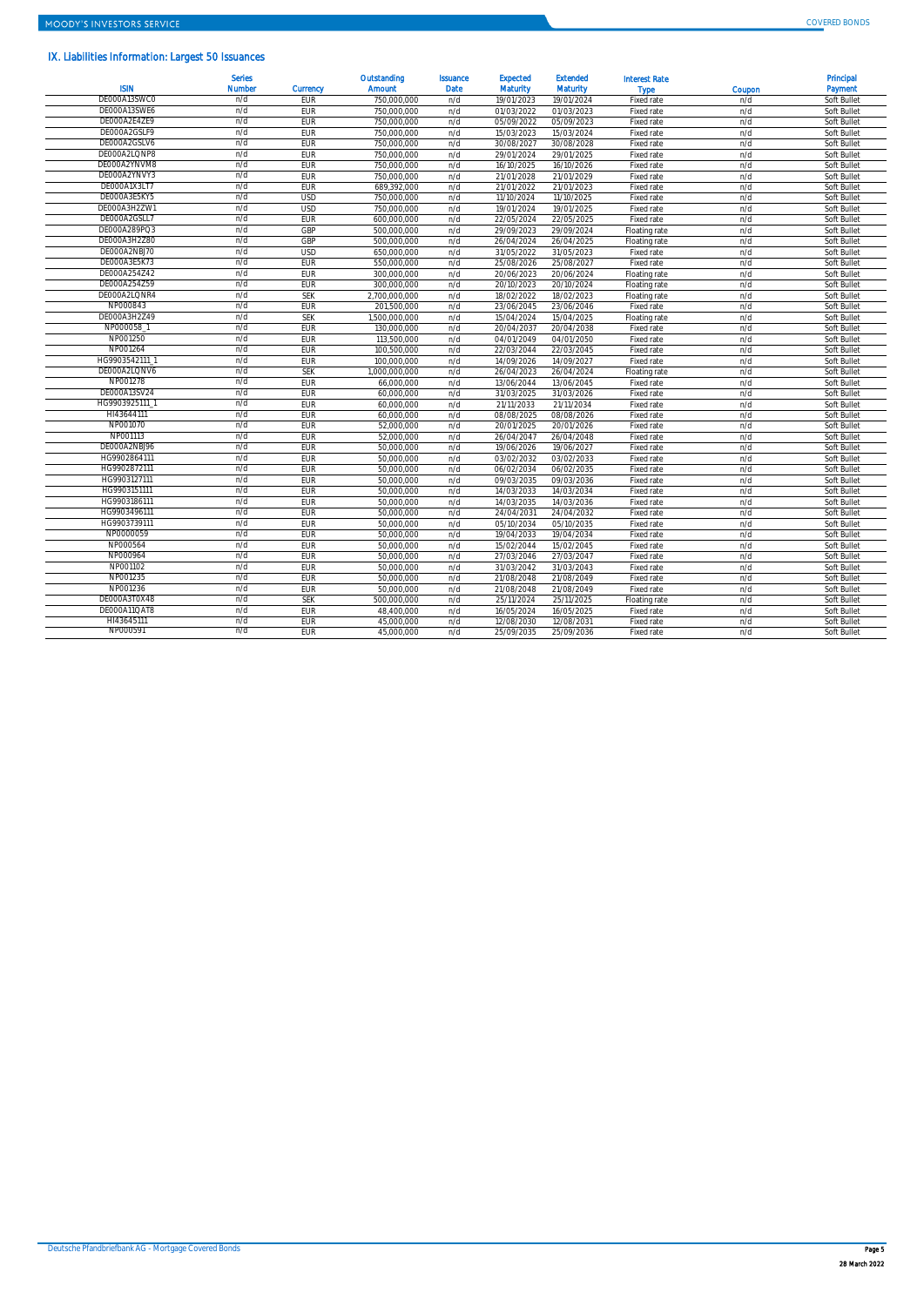## IX. Liabilities Information: Largest 50 Issuances

| ISIN | Series Number | Currency | Outstanding Amount | Issuance Date | Expected Maturity | Extended Maturity | Interest Rate Type | Coupon | Principal Payment |
|---|---|---|---|---|---|---|---|---|---|
| DE000A13SWC0 | n/d | EUR | 750,000,000 | n/d | 19/01/2023 | 19/01/2024 | Fixed rate | n/d | Soft Bullet |
| DE000A13SWE6 | n/d | EUR | 750,000,000 | n/d | 01/03/2022 | 01/03/2023 | Fixed rate | n/d | Soft Bullet |
| DE000A2E4ZE9 | n/d | EUR | 750,000,000 | n/d | 05/09/2022 | 05/09/2023 | Fixed rate | n/d | Soft Bullet |
| DE000A2GSLF9 | n/d | EUR | 750,000,000 | n/d | 15/03/2023 | 15/03/2024 | Fixed rate | n/d | Soft Bullet |
| DE000A2GSLV6 | n/d | EUR | 750,000,000 | n/d | 30/08/2027 | 30/08/2028 | Fixed rate | n/d | Soft Bullet |
| DE000A2LQNP8 | n/d | EUR | 750,000,000 | n/d | 29/01/2024 | 29/01/2025 | Fixed rate | n/d | Soft Bullet |
| DE000A2YNVM8 | n/d | EUR | 750,000,000 | n/d | 16/10/2025 | 16/10/2026 | Fixed rate | n/d | Soft Bullet |
| DE000A2YNVY3 | n/d | EUR | 750,000,000 | n/d | 21/01/2028 | 21/01/2029 | Fixed rate | n/d | Soft Bullet |
| DE000A1X3LT7 | n/d | EUR | 689,392,000 | n/d | 21/01/2022 | 21/01/2023 | Fixed rate | n/d | Soft Bullet |
| DE000A3E5KY5 | n/d | USD | 750,000,000 | n/d | 11/10/2024 | 11/10/2025 | Fixed rate | n/d | Soft Bullet |
| DE000A3H2ZW1 | n/d | USD | 750,000,000 | n/d | 19/01/2024 | 19/01/2025 | Fixed rate | n/d | Soft Bullet |
| DE000A2GSLL7 | n/d | EUR | 600,000,000 | n/d | 22/05/2024 | 22/05/2025 | Fixed rate | n/d | Soft Bullet |
| DE000A289PQ3 | n/d | GBP | 500,000,000 | n/d | 29/09/2023 | 29/09/2024 | Floating rate | n/d | Soft Bullet |
| DE000A3H2Z80 | n/d | GBP | 500,000,000 | n/d | 26/04/2024 | 26/04/2025 | Floating rate | n/d | Soft Bullet |
| DE000A2NBJ70 | n/d | USD | 650,000,000 | n/d | 31/05/2022 | 31/05/2023 | Fixed rate | n/d | Soft Bullet |
| DE000A3E5K73 | n/d | EUR | 550,000,000 | n/d | 25/08/2026 | 25/08/2027 | Fixed rate | n/d | Soft Bullet |
| DE000A254Z42 | n/d | EUR | 300,000,000 | n/d | 20/06/2023 | 20/06/2024 | Floating rate | n/d | Soft Bullet |
| DE000A254Z59 | n/d | EUR | 300,000,000 | n/d | 20/10/2023 | 20/10/2024 | Floating rate | n/d | Soft Bullet |
| DE000A2LQNR4 | n/d | SEK | 2,700,000,000 | n/d | 18/02/2022 | 18/02/2023 | Floating rate | n/d | Soft Bullet |
| NP000843 | n/d | EUR | 201,500,000 | n/d | 23/06/2045 | 23/06/2046 | Fixed rate | n/d | Soft Bullet |
| DE000A3H2Z49 | n/d | SEK | 1,500,000,000 | n/d | 15/04/2024 | 15/04/2025 | Floating rate | n/d | Soft Bullet |
| NP000058_1 | n/d | EUR | 130,000,000 | n/d | 20/04/2037 | 20/04/2038 | Fixed rate | n/d | Soft Bullet |
| NP001250 | n/d | EUR | 113,500,000 | n/d | 04/01/2049 | 04/01/2050 | Fixed rate | n/d | Soft Bullet |
| NP001264 | n/d | EUR | 100,500,000 | n/d | 22/03/2044 | 22/03/2045 | Fixed rate | n/d | Soft Bullet |
| HG9903542111_1 | n/d | EUR | 100,000,000 | n/d | 14/09/2026 | 14/09/2027 | Fixed rate | n/d | Soft Bullet |
| DE000A2LQNV6 | n/d | SEK | 1,000,000,000 | n/d | 26/04/2023 | 26/04/2024 | Floating rate | n/d | Soft Bullet |
| NP001278 | n/d | EUR | 66,000,000 | n/d | 13/06/2044 | 13/06/2045 | Fixed rate | n/d | Soft Bullet |
| DE000A13SV24 | n/d | EUR | 60,000,000 | n/d | 31/03/2025 | 31/03/2026 | Fixed rate | n/d | Soft Bullet |
| HG9903925111_1 | n/d | EUR | 60,000,000 | n/d | 21/11/2033 | 21/11/2034 | Fixed rate | n/d | Soft Bullet |
| HI43644111 | n/d | EUR | 60,000,000 | n/d | 08/08/2025 | 08/08/2026 | Fixed rate | n/d | Soft Bullet |
| NP001070 | n/d | EUR | 52,000,000 | n/d | 20/01/2025 | 20/01/2026 | Fixed rate | n/d | Soft Bullet |
| NP001113 | n/d | EUR | 52,000,000 | n/d | 26/04/2047 | 26/04/2048 | Fixed rate | n/d | Soft Bullet |
| DE000A2NBJ96 | n/d | EUR | 50,000,000 | n/d | 19/06/2026 | 19/06/2027 | Fixed rate | n/d | Soft Bullet |
| HG9902864111 | n/d | EUR | 50,000,000 | n/d | 03/02/2032 | 03/02/2033 | Fixed rate | n/d | Soft Bullet |
| HG9902872111 | n/d | EUR | 50,000,000 | n/d | 06/02/2034 | 06/02/2035 | Fixed rate | n/d | Soft Bullet |
| HG9903127111 | n/d | EUR | 50,000,000 | n/d | 09/03/2035 | 09/03/2036 | Fixed rate | n/d | Soft Bullet |
| HG9903151111 | n/d | EUR | 50,000,000 | n/d | 14/03/2033 | 14/03/2034 | Fixed rate | n/d | Soft Bullet |
| HG9903186111 | n/d | EUR | 50,000,000 | n/d | 14/03/2035 | 14/03/2036 | Fixed rate | n/d | Soft Bullet |
| HG9903496111 | n/d | EUR | 50,000,000 | n/d | 24/04/2031 | 24/04/2032 | Fixed rate | n/d | Soft Bullet |
| HG9903739111 | n/d | EUR | 50,000,000 | n/d | 05/10/2034 | 05/10/2035 | Fixed rate | n/d | Soft Bullet |
| NP0000059 | n/d | EUR | 50,000,000 | n/d | 19/04/2033 | 19/04/2034 | Fixed rate | n/d | Soft Bullet |
| NP000564 | n/d | EUR | 50,000,000 | n/d | 15/02/2044 | 15/02/2045 | Fixed rate | n/d | Soft Bullet |
| NP000964 | n/d | EUR | 50,000,000 | n/d | 27/03/2046 | 27/03/2047 | Fixed rate | n/d | Soft Bullet |
| NP001102 | n/d | EUR | 50,000,000 | n/d | 31/03/2042 | 31/03/2043 | Fixed rate | n/d | Soft Bullet |
| NP001235 | n/d | EUR | 50,000,000 | n/d | 21/08/2048 | 21/08/2049 | Fixed rate | n/d | Soft Bullet |
| NP001236 | n/d | EUR | 50,000,000 | n/d | 21/08/2048 | 21/08/2049 | Fixed rate | n/d | Soft Bullet |
| DE000A3T0X48 | n/d | SEK | 500,000,000 | n/d | 25/11/2024 | 25/11/2025 | Floating rate | n/d | Soft Bullet |
| DE000A11QAT8 | n/d | EUR | 48,400,000 | n/d | 16/05/2024 | 16/05/2025 | Fixed rate | n/d | Soft Bullet |
| HI43645111 | n/d | EUR | 45,000,000 | n/d | 12/08/2030 | 12/08/2031 | Fixed rate | n/d | Soft Bullet |
| NP000591 | n/d | EUR | 45,000,000 | n/d | 25/09/2035 | 25/09/2036 | Fixed rate | n/d | Soft Bullet |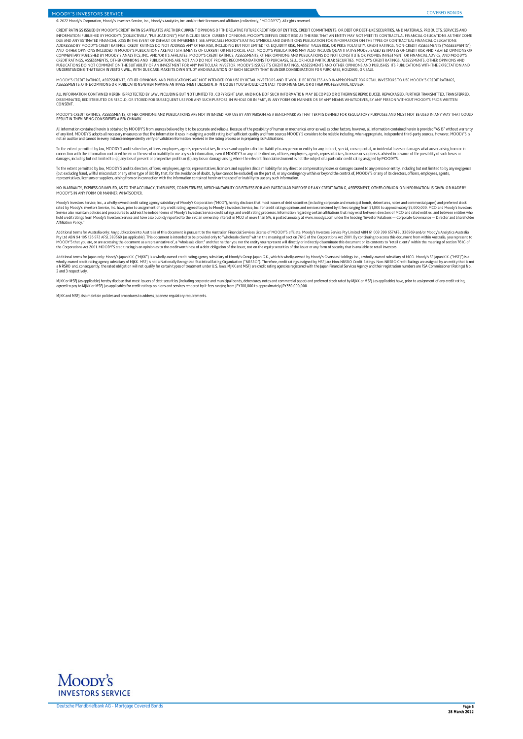© 2022 Moody's Corporation, Moody's Investors Service, Inc., Moody's Analytics, Inc. and/or their licensors and affiliates (collectively, "MOODY'S"). All rights reserved.

CREDIT RATINGS ISSUED BY MOODY'S CREDIT RATINGS AFFILIATES ARE THEIR CURRENT OPINIONS OF THE RELATIVE FUTURE CREDIT RISK OF ENTITIES, CREDIT COMMITMENTS, OR DEBT OR DEBT-LIKE SECURITIES, AND MATERIALS, PRODUCTS, SERVICES AND INFORMATION PUBLISHED BY MOODY'S (COLLECTIVELY, "PUBLICATIONS") MAY INCLUDE SUCH CURRENT OPINIONS. MOODY'S DEFINES CREDIT RISK AS THE RISK THAT AN ENTITY MAY NOT MEET ITS CONTRACTUAL FINANCIAL OBLIGATIONS AS THEY COME DUE AND ANY ESTIMATED FINANCIAL LOSS IN THE EVENT OF DEFAULT OR IMPAIRMENT. SEE APPLICABLE MOODY'S RATING SYMBOLS AND DEFINITIONS PUBLICATION FOR INFORMATION ON THE TYPES OF CONTRACTUAL FINANCIAL OBLIGATIONS ADDRESSED BY MOODY'S CREDIT RATINGS. CREDIT RATINGS DO NOT ADDRESS ANY OTHER RISK, INCLUDING BUT NOT LIMITED TO: LIQUIDITY RISK, MARKET VALUE RISK, OR PRICE VOLATILITY. CREDIT RATINGS, NON-CREDIT ASSESSMENTS ("ASSESSMENTS"), AND OTHER OPINIONS INCLUDED IN MOODY'S PUBLICATIONS ARE NOT STATEMENTS OF CURRENT OR HISTORICAL FACT. MOODY'S PUBLICATIONS MAY ALSO INCLUDE QUANTITATIVE MODEL-BASED ESTIMATES OF CREDIT RISK AND RELATED OPINIONS OR COMMENTARY PUBLISHED BY MOODY'S ANALYTICS, INC. AND/OR ITS AFFILIATES. MOODY'S CREDIT RATINGS, ASSESSMENTS, OTHER OPINIONS AND PUBLICATIONS DO NOT CONSTITUTE OR PROVIDE INVESTMENT OR FINANCIAL ADVICE, AND MOODY'S CREDIT RATINGS, ASSESSMENTS, OTHER OPINIONS AND PUBLICATIONS ARE NOT AND DO NOT PROVIDE RECOMMENDATIONS TO PURCHASE, SELL, OR HOLD PARTICULAR SECURITIES. MOODY'S CREDIT RATINGS, ASSESSMENTS, OTHER OPINIONS AND PUBLICATIONS DO NOT COMMENT ON THE SUITABILITY OF AN INVESTMENT FOR ANY PARTICULAR INVESTOR. MOODY'S ISSUES ITS CREDIT RATINGS, ASSESSMENTS AND OTHER OPINIONS AND PUBLISHES ITS PUBLICATIONS WITH THE EXPECTATION AND UNDERSTANDING THAT EACH INVESTOR WILL, WITH DUE CARE, MAKE ITS OWN STUDY AND EVALUATION OF EACH SECURITY THAT IS UNDER CONSIDERATION FOR PURCHASE, HOLDING, OR SALE.

MOODY'S CREDIT RATINGS, ASSESSMENTS, OTHER OPINIONS, AND PUBLICATIONS ARE NOT INTENDED FOR USE BY RETAIL INVESTORS AND IT WOULD BE RECKLESS AND INAPPROPRIATE FOR RETAIL INVESTORS TO USE MOODY'S CREDIT RATINGS, ASSESSMENTS, OTHER OPINIONS OR PUBLICATIONS WHEN MAKING AN INVESTMENT DECISION. IF IN DOUBT YOU SHOULD CONTACT YOUR FINANCIAL OR OTHER PROFESSIONAL ADVISER.

ALL INFORMATION CONTAINED HEREIN IS PROTECTED BY LAW, INCLUDING BUT NOT LIMITED TO, COPYRIGHT LAW, AND NONE OF SUCH INFORMATION MAY BE COPIED OR OTHERWISE REPRODUCED, REPACKAGED, FURTHER TRANSMITTED, TRANSFERRED, DISSEMINATED, REDISTRIBUTED OR RESOLD, OR STORED FOR SUBSEQUENT USE FOR ANY SUCH PURPOSE, IN WHOLE OR IN PART, IN ANY FORM OR MANNER OR BY ANY MEANS WHATSOEVER, BY ANY PERSON WITHOUT MOODY'S PRIOR WRITTEN CONSENT.

MOODY'S CREDIT RATINGS, ASSESSMENTS, OTHER OPINIONS AND PUBLICATIONS ARE NOT INTENDED FOR USE BY ANY PERSON AS A BENCHMARK AS THAT TERM IS DEFINED FOR REGULATORY PURPOSES AND MUST NOT BE USED IN ANY WAY THAT COULD RESULT IN THEM BEING CONSIDERED A BENCHMARK.

All information contained herein is obtained by MOODY'S from sources believed by it to be accurate and reliable. Because of the possibility of human or mechanical error as well as other factors, however, all information contained herein is provided "AS IS" without warranty of any kind. MOODY'S adopts all necessary measures so that the information it uses in assigning a credit rating is of sufficient quality and from sources MOODY'S considers to be reliable including, when appropriate, independent third-party sources. However, MOODY'S is not an auditor and cannot in every instance independently verify or validate information received in the rating process or in preparing its Publications.

To the extent permitted by law, MOODY'S and its directors, officers, employees, agents, representatives, licensors and suppliers disclaim liability to any person or entity for any indirect, special, consequential, or incidental losses or damages whatsoever arising from or in connection with the information contained herein or the use of or inability to use any such information, even if MOODY'S or any of its directors, officers, employees, agents, representatives, licensors or suppliers is advised in advance of the possibility of such losses or damages, including but not limited to: (a) any loss of present or prospective profits or (b) any loss or damage arising where the relevant financial instrument is not the subject of a particular credit rating assigned by MOODY'S.

To the extent permitted by law, MOODY'S and its directors, officers, employees, agents, representatives, licensors and suppliers disclaim liability for any direct or compensatory losses or damages caused to any person or entity, including but not limited to by any negligence (but excluding fraud, willful misconduct or any other type of liability that, for the avoidance of doubt, by law cannot be excluded) on the part of, or any contingency within or beyond the control of, MOODY'S or any of its directors, officers, employees, agents, representatives, licensors or suppliers, arising from or in connection with the information contained herein or the use of or inability to use any such information.

NO WARRANTY, EXPRESS OR IMPLIED, AS TO THE ACCURACY, TIMELINESS, COMPLETENESS, MERCHANTABILITY OR FITNESS FOR ANY PARTICULAR PURPOSE OF ANY CREDIT RATING, ASSESSMENT, OTHER OPINION OR INFORMATION IS GIVEN OR MADE BY MOODY'S IN ANY FORM OR MANNER WHATSOEVER.

Moody's Investors Service, Inc., a wholly-owned credit rating agency subsidiary of Moody's Corporation ("MCO"), hereby discloses that most issuers of debt securities (including corporate and municipal bonds, debentures, notes and commercial paper) and preferred stock rated by Moody's Investors Service, Inc. have, prior to assignment of any credit rating, agreed to pay to Moody's Investors Service, Inc. for credit ratings opinions and services rendered by it fees ranging from $1,000 to approximately $5,000,000. MCO and Moody's Investors Service also maintain policies and procedures to address the independence of Moody's Investors Service credit ratings and credit rating processes. Information regarding certain affiliations that may exist between directors of MCO and rated entities, and between entities who hold credit ratings from Moody's Investors Service and have also publicly reported to the SEC an ownership interest in MCO of more than 5%, is posted annually at www.moodys.com under the heading "Investor Relations — Corporate Governance — Director and Shareholder Affiliation Policy."

Additional terms for Australia only: Any publication into Australia of this document is pursuant to the Australian Financial Services License of MOODY'S affiliate, Moody's Investors Service Pty Limited ABN 61 003 399 657AFSL 336969 and/or Moody's Analytics Australia Pty Ltd ABN 94 105 136 972 AFSL 383569 (as applicable). This document is intended to be provided only to "wholesale clients" within the meaning of section 761G of the Corporations Act 2001. By continuing to access this document from within Australia, you represent to MOODY'S that you are, or are accessing the document as a representative of, a "wholesale client" and that neither you nor the entity you represent will directly or indirectly disseminate this document or its contents to "retail clients" within the meaning of section 761G of the Corporations Act 2001. MOODY'S credit rating is an opinion as to the creditworthiness of a debt obligation of the issuer, not on the equity securities of the issuer or any form of security that is available to retail investors.

Additional terms for Japan only: Moody's Japan K.K. ("MJKK") is a wholly-owned credit rating agency subsidiary of Moody's Group Japan G.K., which is wholly-owned by Moody's Overseas Holdings Inc., a wholly-owned subsidiary of MCO. Moody's SF Japan K.K. ("MSFJ") is a wholly-owned credit rating agency subsidiary of MJKK. MSFJ is not a Nationally Recognized Statistical Rating Organization ("NRSRO"). Therefore, credit ratings assigned by MSFJ are Non-NRSRO Credit Ratings. Non-NRSRO Credit Ratings are assigned by an entity that is not a NRSRO and, consequently, the rated obligation will not qualify for certain types of treatment under U.S. laws. MJKK and MSFJ are credit rating agencies registered with the Japan Financial Services Agency and their registration numbers are FSA Commissioner (Ratings) No. 2 and 3 respectively.

MJKK or MSFJ (as applicable) hereby disclose that most issuers of debt securities (including corporate and municipal bonds, debentures, notes and commercial paper) and preferred stock rated by MJKK or MSFJ (as applicable) have, prior to assignment of any credit rating, agreed to pay to MJKK or MSFJ (as applicable) for credit ratings opinions and services rendered by it fees ranging from JPY100,000 to approximately JPY550,000,000.

MJKK and MSFJ also maintain policies and procedures to address Japanese regulatory requirements.